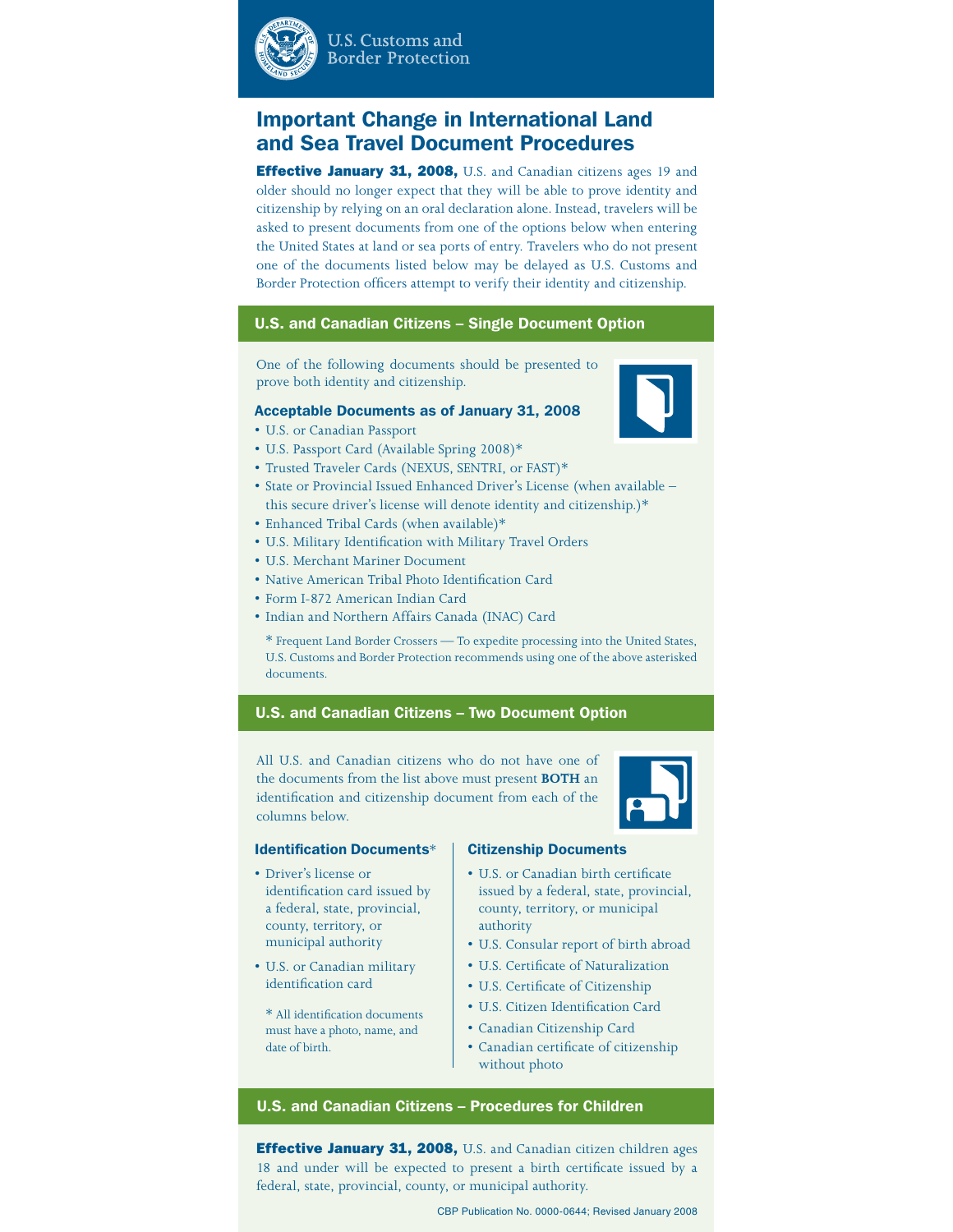U.S. Customs and Border Protection

# Important Change in International Land and Sea Travel Document Procedures

**Effective January 31, 2008,** U.S. and Canadian citizens ages 19 and older should no longer expect that they will be able to prove identity and citizenship by relying on an oral declaration alone. Instead, travelers will be asked to present documents from one of the options below when entering the United States at land or sea ports of entry. Travelers who do not present one of the documents listed below may be delayed as U.S. Customs and Border Protection officers attempt to verify their identity and citizenship.

## U.S. and Canadian Citizens – Single Document Option

One of the following documents should be presented to prove both identity and citizenship.

### Acceptable Documents as of January 31, 2008

- U.S. or Canadian Passport
- U.S. Passport Card (Available Spring 2008)*
- Trusted Traveler Cards (NEXUS, SENTRI, or FAST)*
- State or Provincial Issued Enhanced Driver's License (when available – this secure driver's license will denote identity and citizenship.)*
- Enhanced Tribal Cards (when available)*
- U.S. Military Identification with Military Travel Orders
- U.S. Merchant Mariner Document
- Native American Tribal Photo Identification Card
- Form I-872 American Indian Card
- Indian and Northern Affairs Canada (INAC) Card

* Frequent Land Border Crossers — To expedite processing into the United States, U.S. Customs and Border Protection recommends using one of the above asterisked documents.

## U.S. and Canadian Citizens – Two Document Option

All U.S. and Canadian citizens who do not have one of the documents from the list above must present **BOTH** an identification and citizenship document from each of the columns below.

### Identification Documents*

- Driver's license or identification card issued by a federal, state, provincial, county, territory, or municipal authority
- U.S. or Canadian military identification card

* All identification documents must have a photo, name, and date of birth.

### Citizenship Documents

- U.S. or Canadian birth certificate issued by a federal, state, provincial, county, territory, or municipal authority
- U.S. Consular report of birth abroad
- U.S. Certificate of Naturalization
- U.S. Certificate of Citizenship
- U.S. Citizen Identification Card
- Canadian Citizenship Card
- Canadian certificate of citizenship without photo

## U.S. and Canadian Citizens – Procedures for Children

**Effective January 31, 2008,** U.S. and Canadian citizen children ages 18 and under will be expected to present a birth certificate issued by a federal, state, provincial, county, or municipal authority.

CBP Publication No. 0000-0644; Revised January 2008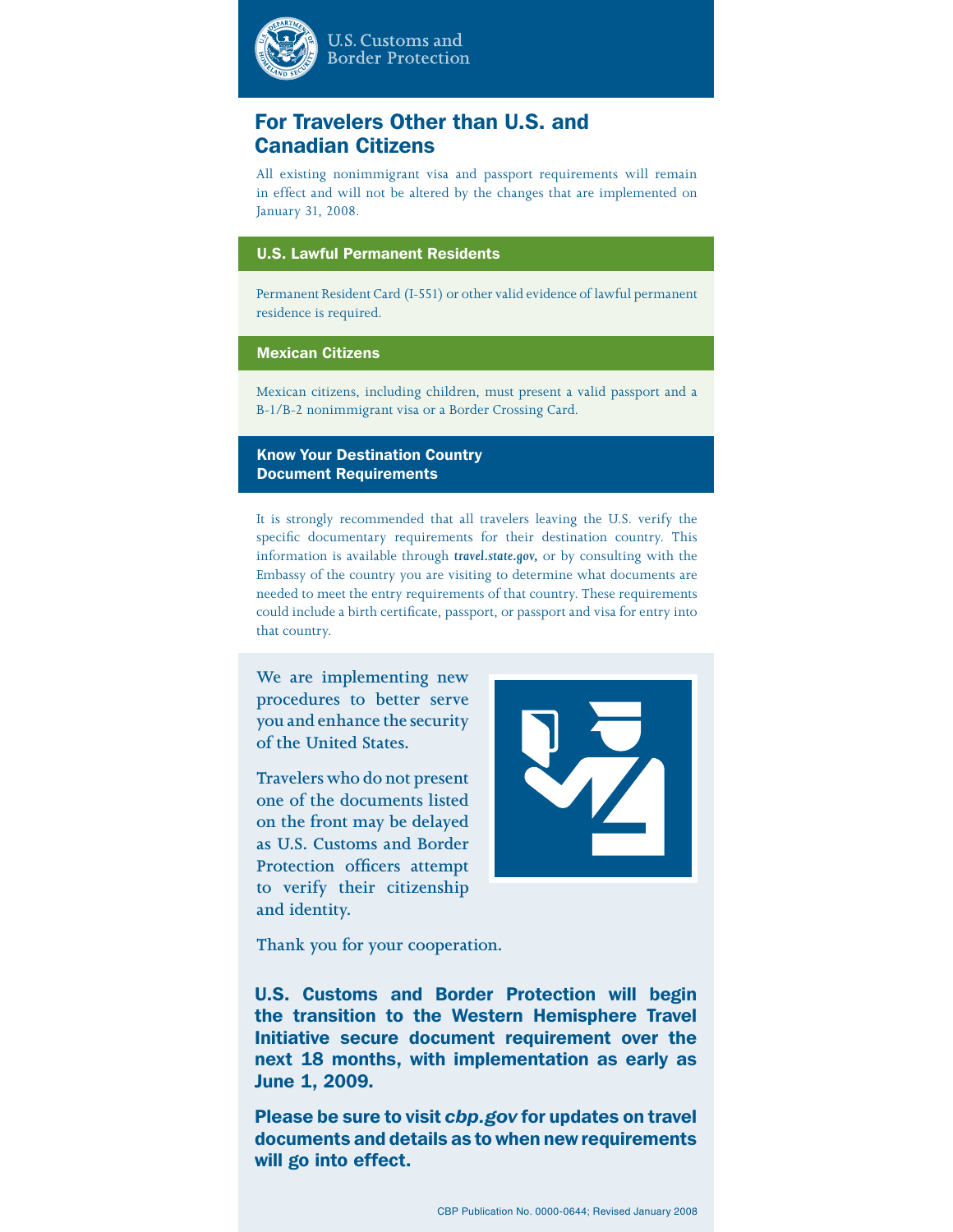U.S. Customs and Border Protection

# For Travelers Other than U.S. and Canadian Citizens

All existing nonimmigrant visa and passport requirements will remain in effect and will not be altered by the changes that are implemented on January 31, 2008.

## U.S. Lawful Permanent Residents

Permanent Resident Card (I-551) or other valid evidence of lawful permanent residence is required.

## Mexican Citizens

Mexican citizens, including children, must present a valid passport and a B-1/B-2 nonimmigrant visa or a Border Crossing Card.

## Know Your Destination Country Document Requirements

It is strongly recommended that all travelers leaving the U.S. verify the specific documentary requirements for their destination country. This information is available through ***travel.state.gov,*** or by consulting with the Embassy of the country you are visiting to determine what documents are needed to meet the entry requirements of that country. These requirements could include a birth certificate, passport, or passport and visa for entry into that country.

We are implementing new procedures to better serve you and enhance the security of the United States.

Travelers who do not present one of the documents listed on the front may be delayed as U.S. Customs and Border Protection officers attempt to verify their citizenship and identity.

Thank you for your cooperation.

**U.S. Customs and Border Protection will begin the transition to the Western Hemisphere Travel Initiative secure document requirement over the next 18 months, with implementation as early as June 1, 2009.**

**Please be sure to visit *cbp.gov* for updates on travel documents and details as to when new requirements will go into effect.**

CBP Publication No. 0000-0644; Revised January 2008